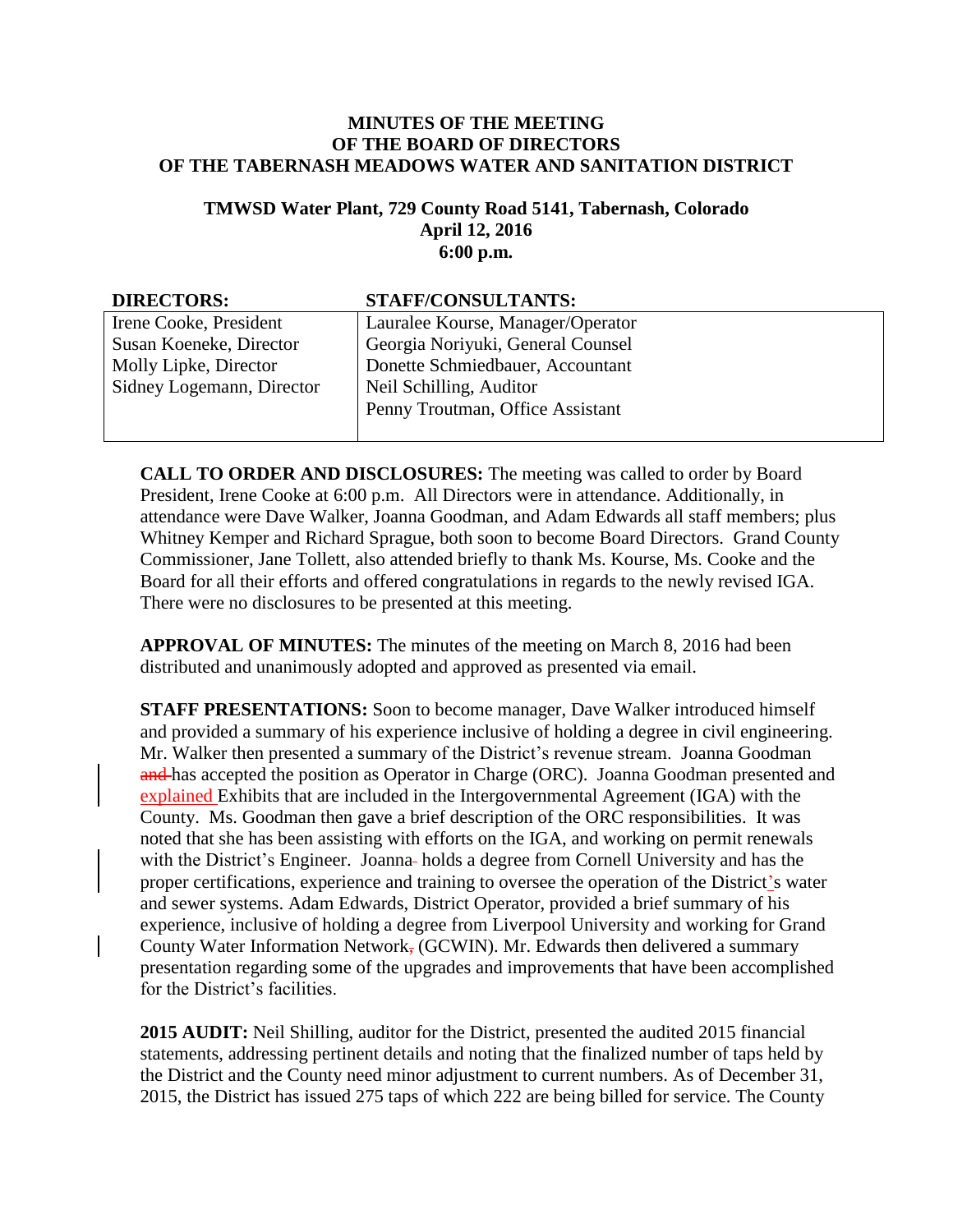**MINUTES OF THE MEETING**
**OF THE BOARD OF DIRECTORS**
**OF THE TABERNASH MEADOWS WATER AND SANITATION DISTRICT**

**TMWSD Water Plant, 729 County Road 5141, Tabernash, Colorado**
**April 12, 2016**
**6:00 p.m.**

| DIRECTORS: | STAFF/CONSULTANTS: |
|---|---|
| Irene Cooke, President | Lauralee Kourse, Manager/Operator |
| Susan Koeneke, Director | Georgia Noriyuki, General Counsel |
| Molly Lipke, Director | Donette Schmiedbauer, Accountant |
| Sidney Logemann, Director | Neil Schilling, Auditor |
| | Penny Troutman, Office Assistant |

**CALL TO ORDER AND DISCLOSURES:** The meeting was called to order by Board President, Irene Cooke at 6:00 p.m. All Directors were in attendance. Additionally, in attendance were Dave Walker, Joanna Goodman, and Adam Edwards all staff members; plus Whitney Kemper and Richard Sprague, both soon to become Board Directors. Grand County Commissioner, Jane Tollett, also attended briefly to thank Ms. Kourse, Ms. Cooke and the Board for all their efforts and offered congratulations in regards to the newly revised IGA. There were no disclosures to be presented at this meeting.

**APPROVAL OF MINUTES:** The minutes of the meeting on March 8, 2016 had been distributed and unanimously adopted and approved as presented via email.

**STAFF PRESENTATIONS:** Soon to become manager, Dave Walker introduced himself and provided a summary of his experience inclusive of holding a degree in civil engineering. Mr. Walker then presented a summary of the District's revenue stream. Joanna Goodman ~~and~~ has accepted the position as Operator in Charge (ORC). Joanna Goodman presented and explained Exhibits that are included in the Intergovernmental Agreement (IGA) with the County. Ms. Goodman then gave a brief description of the ORC responsibilities. It was noted that she has been assisting with efforts on the IGA, and working on permit renewals with the District's Engineer. Joanna holds a degree from Cornell University and has the proper certifications, experience and training to oversee the operation of the District's water and sewer systems. Adam Edwards, District Operator, provided a brief summary of his experience, inclusive of holding a degree from Liverpool University and working for Grand County Water Information Network~~,~~ (GCWIN). Mr. Edwards then delivered a summary presentation regarding some of the upgrades and improvements that have been accomplished for the District's facilities.

**2015 AUDIT:** Neil Shilling, auditor for the District, presented the audited 2015 financial statements, addressing pertinent details and noting that the finalized number of taps held by the District and the County need minor adjustment to current numbers. As of December 31, 2015, the District has issued 275 taps of which 222 are being billed for service. The County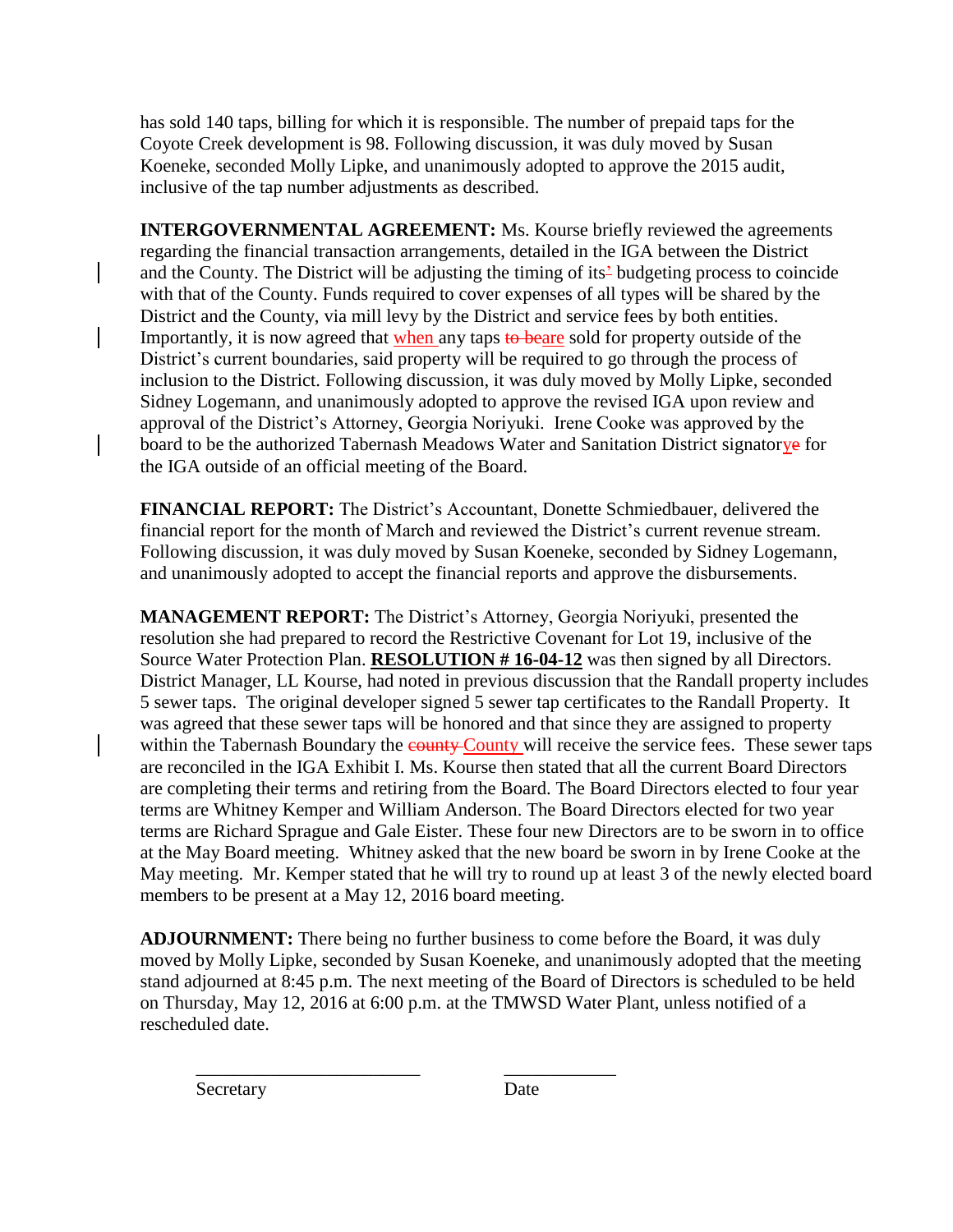has sold 140 taps, billing for which it is responsible. The number of prepaid taps for the Coyote Creek development is 98. Following discussion, it was duly moved by Susan Koeneke, seconded Molly Lipke, and unanimously adopted to approve the 2015 audit, inclusive of the tap number adjustments as described.

**INTERGOVERNMENTAL AGREEMENT:** Ms. Kourse briefly reviewed the agreements regarding the financial transaction arrangements, detailed in the IGA between the District and the County. The District will be adjusting the timing of its' budgeting process to coincide with that of the County. Funds required to cover expenses of all types will be shared by the District and the County, via mill levy by the District and service fees by both entities. Importantly, it is now agreed that when any taps ~~to be~~are sold for property outside of the District's current boundaries, said property will be required to go through the process of inclusion to the District. Following discussion, it was duly moved by Molly Lipke, seconded Sidney Logemann, and unanimously adopted to approve the revised IGA upon review and approval of the District's Attorney, Georgia Noriyuki. Irene Cooke was approved by the board to be the authorized Tabernash Meadows Water and Sanitation District signatorye for the IGA outside of an official meeting of the Board.

**FINANCIAL REPORT:** The District's Accountant, Donette Schmiedbauer, delivered the financial report for the month of March and reviewed the District's current revenue stream. Following discussion, it was duly moved by Susan Koeneke, seconded by Sidney Logemann, and unanimously adopted to accept the financial reports and approve the disbursements.

**MANAGEMENT REPORT:** The District's Attorney, Georgia Noriyuki, presented the resolution she had prepared to record the Restrictive Covenant for Lot 19, inclusive of the Source Water Protection Plan. **RESOLUTION # 16-04-12** was then signed by all Directors. District Manager, LL Kourse, had noted in previous discussion that the Randall property includes 5 sewer taps. The original developer signed 5 sewer tap certificates to the Randall Property. It was agreed that these sewer taps will be honored and that since they are assigned to property within the Tabernash Boundary the ~~county~~ County will receive the service fees. These sewer taps are reconciled in the IGA Exhibit I. Ms. Kourse then stated that all the current Board Directors are completing their terms and retiring from the Board. The Board Directors elected to four year terms are Whitney Kemper and William Anderson. The Board Directors elected for two year terms are Richard Sprague and Gale Eister. These four new Directors are to be sworn in to office at the May Board meeting. Whitney asked that the new board be sworn in by Irene Cooke at the May meeting. Mr. Kemper stated that he will try to round up at least 3 of the newly elected board members to be present at a May 12, 2016 board meeting.

**ADJOURNMENT:** There being no further business to come before the Board, it was duly moved by Molly Lipke, seconded by Susan Koeneke, and unanimously adopted that the meeting stand adjourned at 8:45 p.m. The next meeting of the Board of Directors is scheduled to be held on Thursday, May 12, 2016 at 6:00 p.m. at the TMWSD Water Plant, unless notified of a rescheduled date.

\_\_\_\_\_\_\_\_\_\_\_\_\_\_\_\_\_\_\_\_\_\_\_\_\_ \_\_\_\_\_\_\_\_\_\_\_\_
Secretary Date